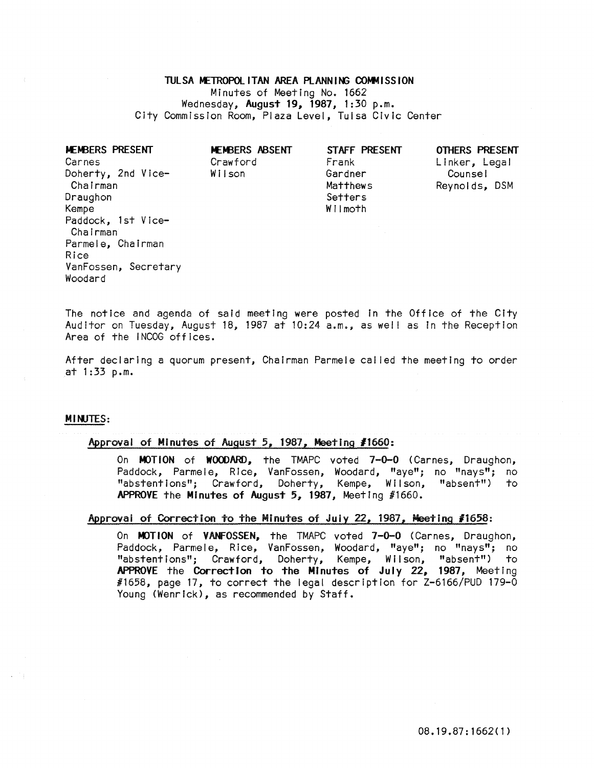# TULSA METROPOLITAN AREA PLANNING COMMISSION

Minutes of Meeting No. 1662
Wednesday, **August 19, 1987**, 1:30 p.m.
City Commission Room, Plaza Level, Tulsa Civic Center

| MEMBERS PRESENT | MEMBERS ABSENT | STAFF PRESENT | OTHERS PRESENT |
|---|---|---|---|
| Carnes | Crawford | Frank | Linker, Legal Counsel |
| Doherty, 2nd Vice-Chairman | Wilson | Gardner | Reynolds, DSM |
| Draughon | | Matthews | |
| Kempe | | Setters | |
| Paddock, 1st Vice-Chairman | | Wilmoth | |
| Parmele, Chairman | | | |
| Rice | | | |
| VanFossen, Secretary | | | |
| Woodard | | | |

The notice and agenda of said meeting were posted in the Office of the City Auditor on Tuesday, August 18, 1987 at 10:24 a.m., as well as in the Reception Area of the INCOG offices.

After declaring a quorum present, Chairman Parmele called the meeting to order at 1:33 p.m.

## MINUTES:

### Approval of Minutes of August 5, 1987, Meeting #1660:

On **MOTION** of **WOODARD**, the TMAPC voted **7-0-0** (Carnes, Draughon, Paddock, Parmele, Rice, VanFossen, Woodard, "aye"; no "nays"; no "abstentions"; Crawford, Doherty, Kempe, Wilson, "absent") to **APPROVE** the **Minutes of August 5, 1987**, Meeting #1660.

### Approval of Correction to the Minutes of July 22, 1987, Meeting #1658:

On **MOTION** of **VANFOSSEN**, the TMAPC voted **7-0-0** (Carnes, Draughon, Paddock, Parmele, Rice, VanFossen, Woodard, "aye"; no "nays"; no "abstentions"; Crawford, Doherty, Kempe, Wilson, "absent") to **APPROVE** the **Correction to the Minutes of July 22, 1987**, Meeting #1658, page 17, to correct the legal description for Z-6166/PUD 179-O Young (Wenrick), as recommended by Staff.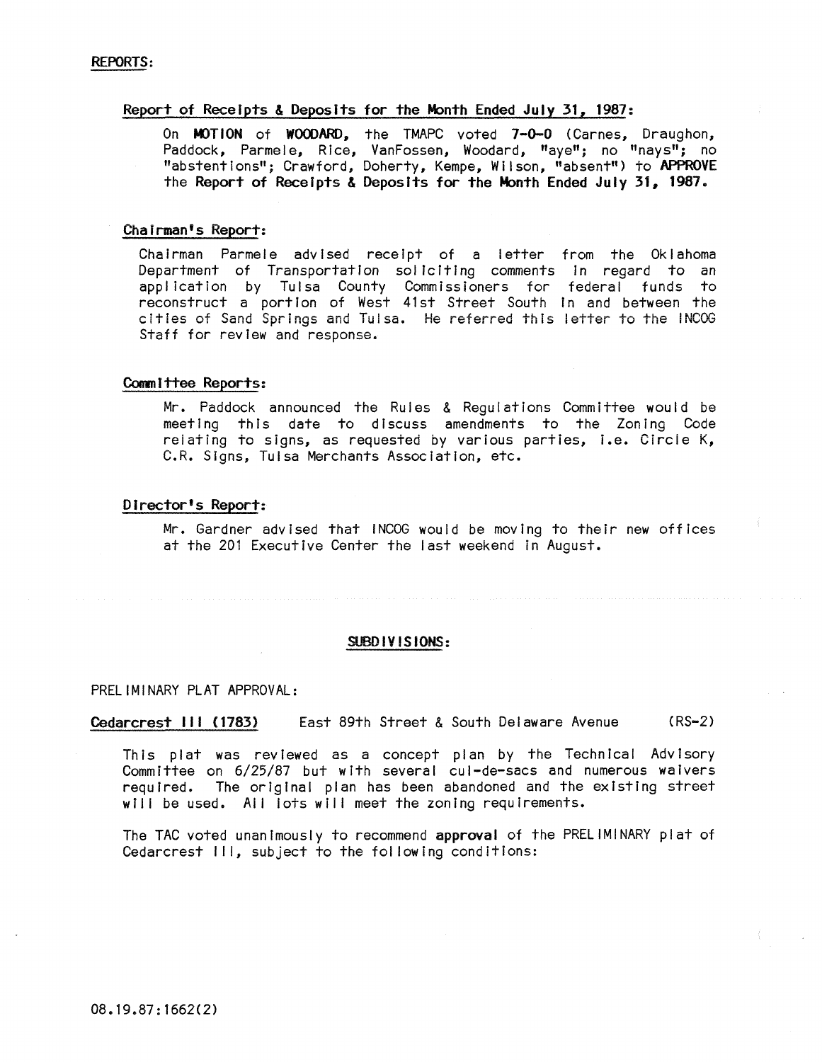REPORTS:

**Report of Receipts & Deposits for the Month Ended July 31, 1987:**

On **MOTION** of **WOODARD**, the TMAPC voted **7-0-0** (Carnes, Draughon, Paddock, Parmele, Rice, VanFossen, Woodard, "aye"; no "nays"; no "abstentions"; Crawford, Doherty, Kempe, Wilson, "absent") to **APPROVE** the **Report of Receipts & Deposits for the Month Ended July 31, 1987.**

**Chairman's Report:**

Chairman Parmele advised receipt of a letter from the Oklahoma Department of Transportation soliciting comments in regard to an application by Tulsa County Commissioners for federal funds to reconstruct a portion of West 41st Street South in and between the cities of Sand Springs and Tulsa. He referred this letter to the INCOG Staff for review and response.

**Committee Reports:**

Mr. Paddock announced the Rules & Regulations Committee would be meeting this date to discuss amendments to the Zoning Code relating to signs, as requested by various parties, i.e. Circle K, C.R. Signs, Tulsa Merchants Association, etc.

**Director's Report:**

Mr. Gardner advised that INCOG would be moving to their new offices at the 201 Executive Center the last weekend in August.

**SUBDIVISIONS:**

PRELIMINARY PLAT APPROVAL:

**Cedarcrest III (1783)** East 89th Street & South Delaware Avenue (RS-2)

This plat was reviewed as a concept plan by the Technical Advisory Committee on 6/25/87 but with several cul-de-sacs and numerous waivers required. The original plan has been abandoned and the existing street will be used. All lots will meet the zoning requirements.

The TAC voted unanimously to recommend **approval** of the PRELIMINARY plat of Cedarcrest III, subject to the following conditions:

08.19.87:1662(2)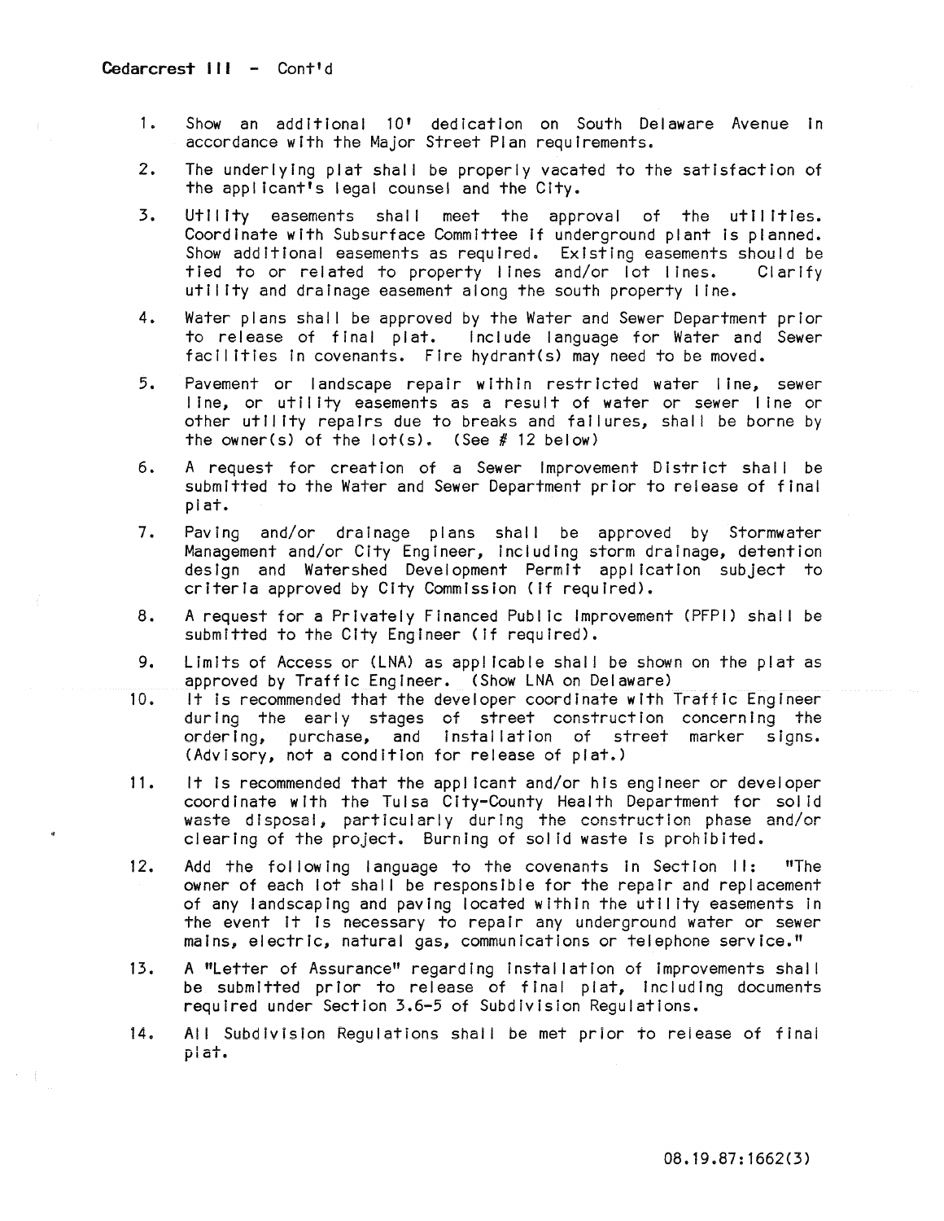**Cedarcrest III - Cont'd**

1. Show an additional 10' dedication on South Delaware Avenue in accordance with the Major Street Plan requirements.

2. The underlying plat shall be properly vacated to the satisfaction of the applicant's legal counsel and the City.

3. Utility easements shall meet the approval of the utilities. Coordinate with Subsurface Committee if underground plant is planned. Show additional easements as required. Existing easements should be tied to or related to property lines and/or lot lines. Clarify utility and drainage easement along the south property line.

4. Water plans shall be approved by the Water and Sewer Department prior to release of final plat. Include language for Water and Sewer facilities in covenants. Fire hydrant(s) may need to be moved.

5. Pavement or landscape repair within restricted water line, sewer line, or utility easements as a result of water or sewer line or other utility repairs due to breaks and failures, shall be borne by the owner(s) of the lot(s). (See # 12 below)

6. A request for creation of a Sewer Improvement District shall be submitted to the Water and Sewer Department prior to release of final plat.

7. Paving and/or drainage plans shall be approved by Stormwater Management and/or City Engineer, including storm drainage, detention design and Watershed Development Permit application subject to criteria approved by City Commission (if required).

8. A request for a Privately Financed Public Improvement (PFPI) shall be submitted to the City Engineer (if required).

9. Limits of Access or (LNA) as applicable shall be shown on the plat as approved by Traffic Engineer. (Show LNA on Delaware)

10. It is recommended that the developer coordinate with Traffic Engineer during the early stages of street construction concerning the ordering, purchase, and installation of street marker signs. (Advisory, not a condition for release of plat.)

11. It is recommended that the applicant and/or his engineer or developer coordinate with the Tulsa City-County Health Department for solid waste disposal, particularly during the construction phase and/or clearing of the project. Burning of solid waste is prohibited.

12. Add the following language to the covenants in Section II: "The owner of each lot shall be responsible for the repair and replacement of any landscaping and paving located within the utility easements in the event it is necessary to repair any underground water or sewer mains, electric, natural gas, communications or telephone service."

13. A "Letter of Assurance" regarding installation of improvements shall be submitted prior to release of final plat, including documents required under Section 3.6-5 of Subdivision Regulations.

14. All Subdivision Regulations shall be met prior to release of final plat.

08.19.87:1662(3)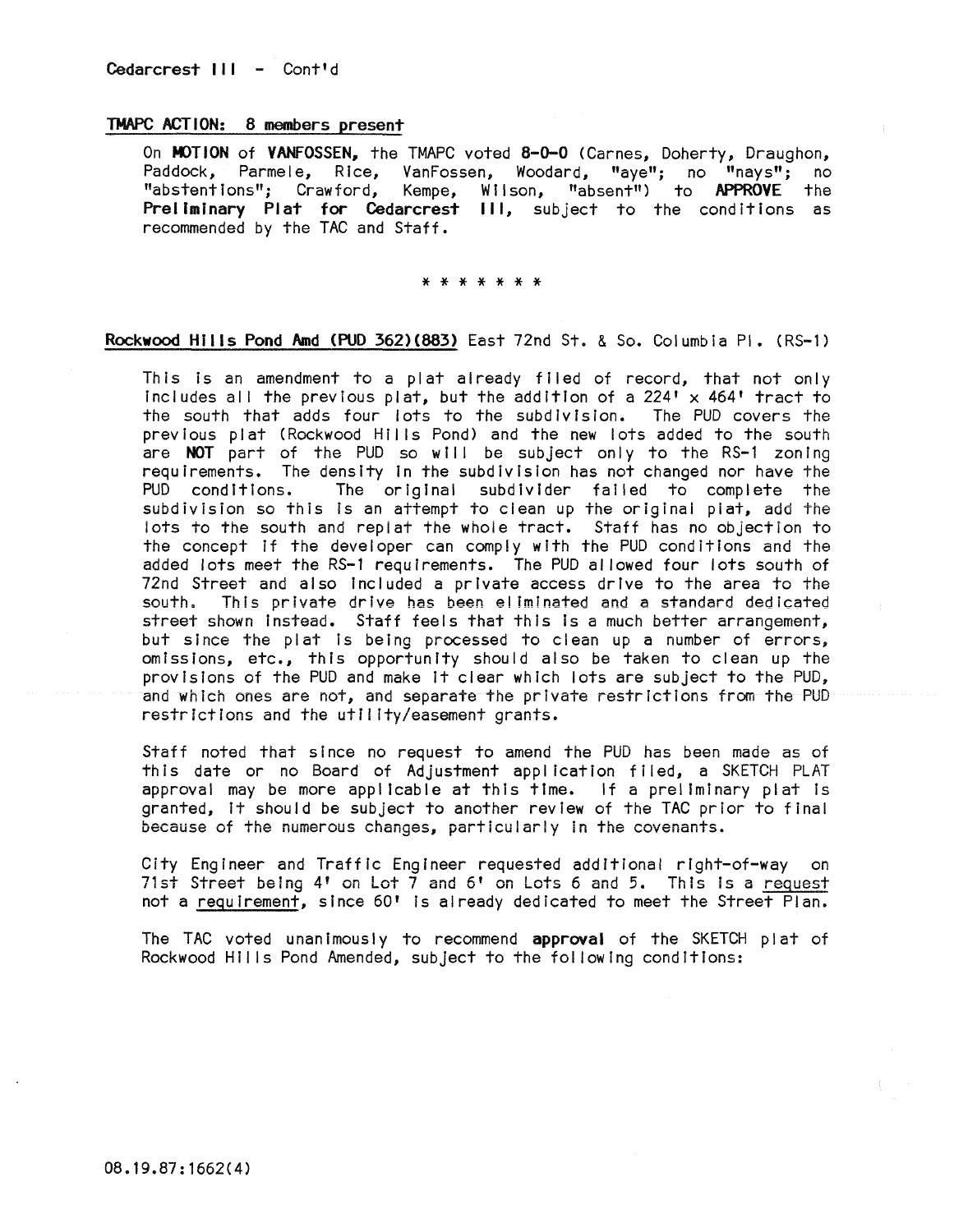Cedarcrest III - Cont'd

**TMAPC ACTION: 8 members present**

On **MOTION** of **VANFOSSEN,** the TMAPC voted **8-0-0** (Carnes, Doherty, Draughon, Paddock, Parmele, Rice, VanFossen, Woodard, "aye"; no "nays"; no "abstentions"; Crawford, Kempe, Wilson, "absent") to **APPROVE** the **Preliminary Plat for Cedarcrest III,** subject to the conditions as recommended by the TAC and Staff.

* * * * * * *

**Rockwood Hills Pond Amd (PUD 362)(883)** East 72nd St. & So. Columbia Pl. (RS-1)

This is an amendment to a plat already filed of record, that not only includes all the previous plat, but the addition of a 224' x 464' tract to the south that adds four lots to the subdivision. The PUD covers the previous plat (Rockwood Hills Pond) and the new lots added to the south are **NOT** part of the PUD so will be subject only to the RS-1 zoning requirements. The density in the subdivision has not changed nor have the PUD conditions. The original subdivider failed to complete the subdivision so this is an attempt to clean up the original plat, add the lots to the south and replat the whole tract. Staff has no objection to the concept if the developer can comply with the PUD conditions and the added lots meet the RS-1 requirements. The PUD allowed four lots south of 72nd Street and also included a private access drive to the area to the south. This private drive has been eliminated and a standard dedicated street shown instead. Staff feels that this is a much better arrangement, but since the plat is being processed to clean up a number of errors, omissions, etc., this opportunity should also be taken to clean up the provisions of the PUD and make it clear which lots are subject to the PUD, and which ones are not, and separate the private restrictions from the PUD restrictions and the utility/easement grants.

Staff noted that since no request to amend the PUD has been made as of this date or no Board of Adjustment application filed, a SKETCH PLAT approval may be more applicable at this time. If a preliminary plat is granted, it should be subject to another review of the TAC prior to final because of the numerous changes, particularly in the covenants.

City Engineer and Traffic Engineer requested additional right-of-way on 71st Street being 4' on Lot 7 and 6' on Lots 6 and 5. This is a request not a requirement, since 60' is already dedicated to meet the Street Plan.

The TAC voted unanimously to recommend **approval** of the SKETCH plat of Rockwood Hills Pond Amended, subject to the following conditions:

08.19.87:1662(4)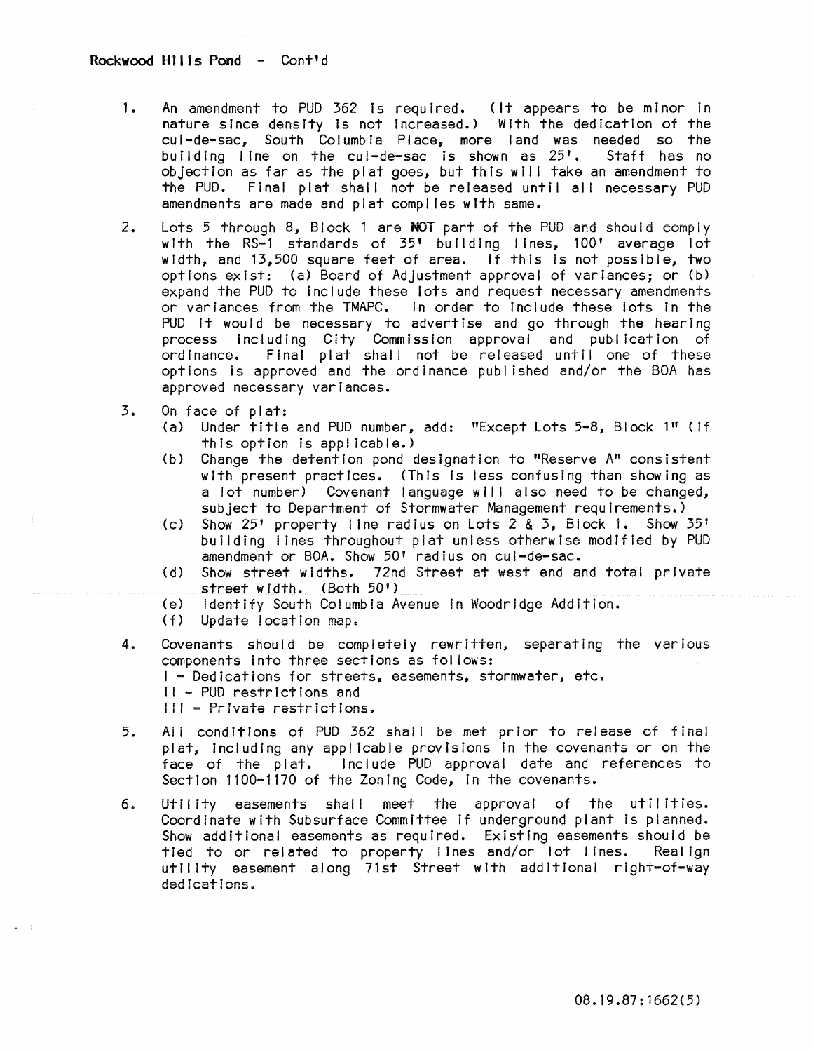Rockwood Hills Pond - Cont'd

1. An amendment to PUD 362 is required. (It appears to be minor in nature since density is not increased.) With the dedication of the cul-de-sac, South Columbia Place, more land was needed so the building line on the cul-de-sac is shown as 25'. Staff has no objection as far as the plat goes, but this will take an amendment to the PUD. Final plat shall not be released until all necessary PUD amendments are made and plat complies with same.

2. Lots 5 through 8, Block 1 are **NOT** part of the PUD and should comply with the RS-1 standards of 35' building lines, 100' average lot width, and 13,500 square feet of area. If this is not possible, two options exist: (a) Board of Adjustment approval of variances; or (b) expand the PUD to include these lots and request necessary amendments or variances from the TMAPC. In order to include these lots in the PUD it would be necessary to advertise and go through the hearing process including City Commission approval and publication of ordinance. Final plat shall not be released until one of these options is approved and the ordinance published and/or the BOA has approved necessary variances.

3. On face of plat:
   - (a) Under title and PUD number, add: "Except Lots 5-8, Block 1" (if this option is applicable.)
   - (b) Change the detention pond designation to "Reserve A" consistent with present practices. (This is less confusing than showing as a lot number) Covenant language will also need to be changed, subject to Department of Stormwater Management requirements.)
   - (c) Show 25' property line radius on Lots 2 & 3, Block 1. Show 35' building lines throughout plat unless otherwise modified by PUD amendment or BOA. Show 50' radius on cul-de-sac.
   - (d) Show street widths. 72nd Street at west end and total private street width. (Both 50')
   - (e) Identify South Columbia Avenue in Woodridge Addition.
   - (f) Update location map.

4. Covenants should be completely rewritten, separating the various components into three sections as follows:
   I - Dedications for streets, easements, stormwater, etc.
   II - PUD restrictions and
   III - Private restrictions.

5. All conditions of PUD 362 shall be met prior to release of final plat, including any applicable provisions in the covenants or on the face of the plat. Include PUD approval date and references to Section 1100-1170 of the Zoning Code, in the covenants.

6. Utility easements shall meet the approval of the utilities. Coordinate with Subsurface Committee if underground plant is planned. Show additional easements as required. Existing easements should be tied to or related to property lines and/or lot lines. Realign utility easement along 71st Street with additional right-of-way dedications.

08.19.87:1662(5)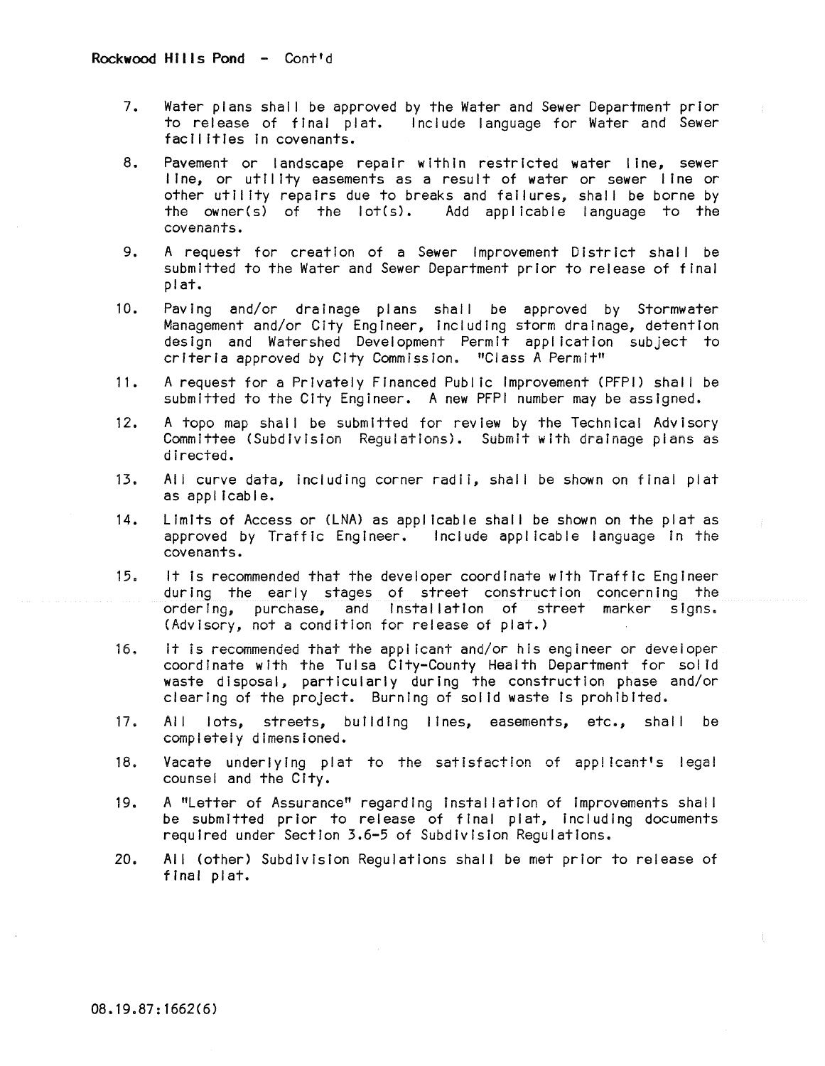**Rockwood Hills Pond - Cont'd**

7. Water plans shall be approved by the Water and Sewer Department prior to release of final plat. Include language for Water and Sewer facilities in covenants.

8. Pavement or landscape repair within restricted water line, sewer line, or utility easements as a result of water or sewer line or other utility repairs due to breaks and failures, shall be borne by the owner(s) of the lot(s). Add applicable language to the covenants.

9. A request for creation of a Sewer Improvement District shall be submitted to the Water and Sewer Department prior to release of final plat.

10. Paving and/or drainage plans shall be approved by Stormwater Management and/or City Engineer, including storm drainage, detention design and Watershed Development Permit application subject to criteria approved by City Commission. "Class A Permit"

11. A request for a Privately Financed Public Improvement (PFPI) shall be submitted to the City Engineer. A new PFPI number may be assigned.

12. A topo map shall be submitted for review by the Technical Advisory Committee (Subdivision Regulations). Submit with drainage plans as directed.

13. All curve data, including corner radii, shall be shown on final plat as applicable.

14. Limits of Access or (LNA) as applicable shall be shown on the plat as approved by Traffic Engineer. Include applicable language in the covenants.

15. It is recommended that the developer coordinate with Traffic Engineer during the early stages of street construction concerning the ordering, purchase, and installation of street marker signs. (Advisory, not a condition for release of plat.)

16. It is recommended that the applicant and/or his engineer or developer coordinate with the Tulsa City-County Health Department for solid waste disposal, particularly during the construction phase and/or clearing of the project. Burning of solid waste is prohibited.

17. All lots, streets, building lines, easements, etc., shall be completely dimensioned.

18. Vacate underlying plat to the satisfaction of applicant's legal counsel and the City.

19. A "Letter of Assurance" regarding installation of improvements shall be submitted prior to release of final plat, including documents required under Section 3.6-5 of Subdivision Regulations.

20. All (other) Subdivision Regulations shall be met prior to release of final plat.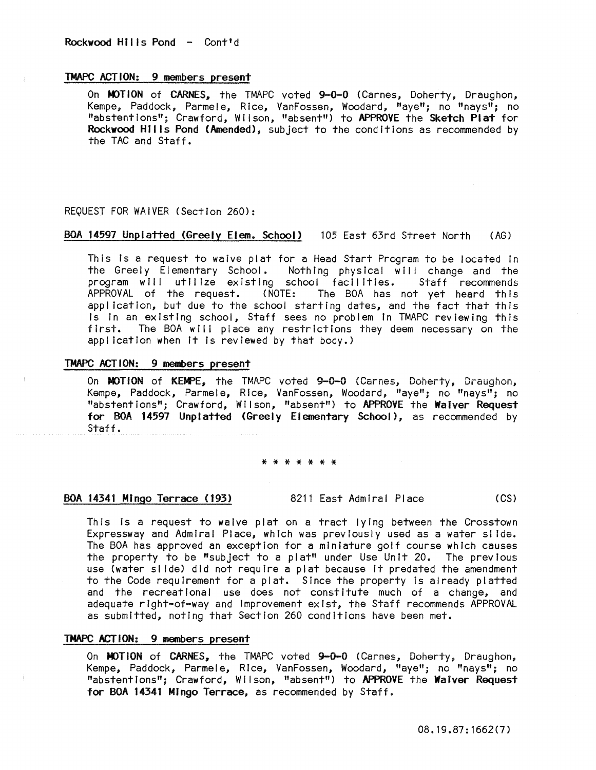Rockwood Hills Pond - Cont'd

**TMAPC ACTION: 9 members present**

On **MOTION** of **CARNES**, the TMAPC voted **9-0-0** (Carnes, Doherty, Draughon, Kempe, Paddock, Parmele, Rice, VanFossen, Woodard, "aye"; no "nays"; no "abstentions"; Crawford, Wilson, "absent") to **APPROVE** the **Sketch Plat** for **Rockwood Hills Pond (Amended)**, subject to the conditions as recommended by the TAC and Staff.

REQUEST FOR WAIVER (Section 260):

**BOA 14597 Unplatted (Greely Elem. School)** 105 East 63rd Street North (AG)

This is a request to waive plat for a Head Start Program to be located in the Greely Elementary School. Nothing physical will change and the program will utilize existing school facilities. Staff recommends APPROVAL of the request. (NOTE: The BOA has not yet heard this application, but due to the school starting dates, and the fact that this is in an existing school, Staff sees no problem in TMAPC reviewing this first. The BOA will place any restrictions they deem necessary on the application when it is reviewed by that body.)

**TMAPC ACTION: 9 members present**

On **MOTION** of **KEMPE**, the TMAPC voted **9-0-0** (Carnes, Doherty, Draughon, Kempe, Paddock, Parmele, Rice, VanFossen, Woodard, "aye"; no "nays"; no "abstentions"; Crawford, Wilson, "absent") to **APPROVE** the **Waiver Request for BOA 14597 Unplatted (Greely Elementary School)**, as recommended by Staff.

* * * * * * *

**BOA 14341 Mingo Terrace (193)** 8211 East Admiral Place (CS)

This is a request to waive plat on a tract lying between the Crosstown Expressway and Admiral Place, which was previously used as a water slide. The BOA has approved an exception for a miniature golf course which causes the property to be "subject to a plat" under Use Unit 20. The previous use (water slide) did not require a plat because it predated the amendment to the Code requirement for a plat. Since the property is already platted and the recreational use does not constitute much of a change, and adequate right-of-way and improvement exist, the Staff recommends APPROVAL as submitted, noting that Section 260 conditions have been met.

**TMAPC ACTION: 9 members present**

On **MOTION** of **CARNES**, the TMAPC voted **9-0-0** (Carnes, Doherty, Draughon, Kempe, Paddock, Parmele, Rice, VanFossen, Woodard, "aye"; no "nays"; no "abstentions"; Crawford, Wilson, "absent") to **APPROVE** the **Waiver Request for BOA 14341 Mingo Terrace**, as recommended by Staff.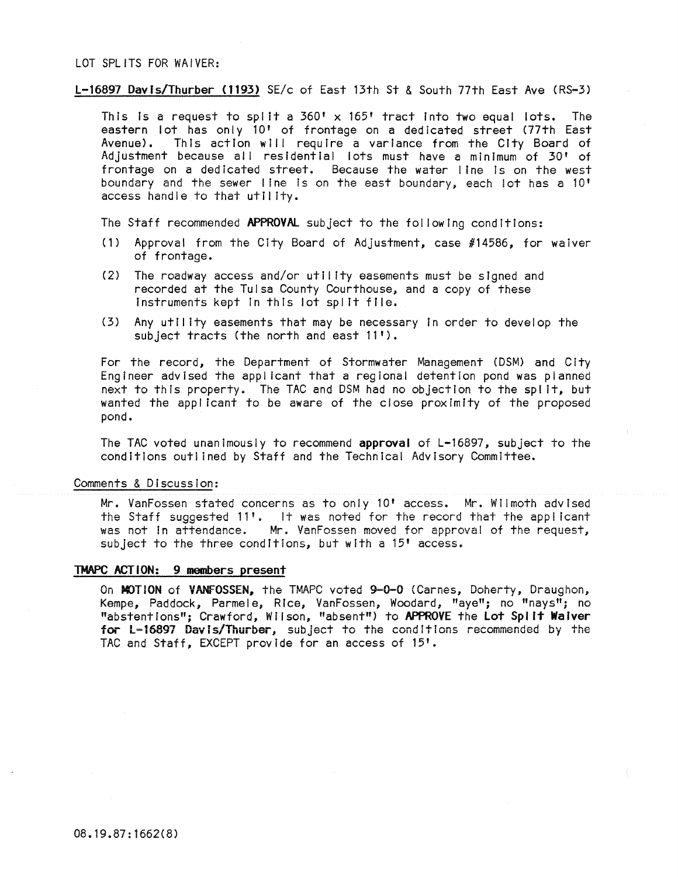LOT SPLITS FOR WAIVER:

**L-16897 Davis/Thurber (1193)** SE/c of East 13th St & South 77th East Ave (RS-3)

This is a request to split a 360' x 165' tract into two equal lots. The eastern lot has only 10' of frontage on a dedicated street (77th East Avenue). This action will require a variance from the City Board of Adjustment because all residential lots must have a minimum of 30' of frontage on a dedicated street. Because the water line is on the west boundary and the sewer line is on the east boundary, each lot has a 10' access handle to that utility.

The Staff recommended **APPROVAL** subject to the following conditions:

(1) Approval from the City Board of Adjustment, case #14586, for waiver of frontage.

(2) The roadway access and/or utility easements must be signed and recorded at the Tulsa County Courthouse, and a copy of these instruments kept in this lot split file.

(3) Any utility easements that may be necessary in order to develop the subject tracts (the north and east 11').

For the record, the Department of Stormwater Management (DSM) and City Engineer advised the applicant that a regional detention pond was planned next to this property. The TAC and DSM had no objection to the split, but wanted the applicant to be aware of the close proximity of the proposed pond.

The TAC voted unanimously to recommend **approval** of L-16897, subject to the conditions outlined by Staff and the Technical Advisory Committee.

Comments & Discussion:

Mr. VanFossen stated concerns as to only 10' access. Mr. Wilmoth advised the Staff suggested 11'. It was noted for the record that the applicant was not in attendance. Mr. VanFossen moved for approval of the request, subject to the three conditions, but with a 15' access.

**TMAPC ACTION: 9 members present**

On **MOTION** of **VANFOSSEN**, the TMAPC voted **9-0-0** (Carnes, Doherty, Draughon, Kempe, Paddock, Parmele, Rice, VanFossen, Woodard, "aye"; no "nays"; no "abstentions"; Crawford, Wilson, "absent") to **APPROVE** the **Lot Split Waiver for L-16897 Davis/Thurber**, subject to the conditions recommended by the TAC and Staff, EXCEPT provide for an access of 15'.

08.19.87:1662(8)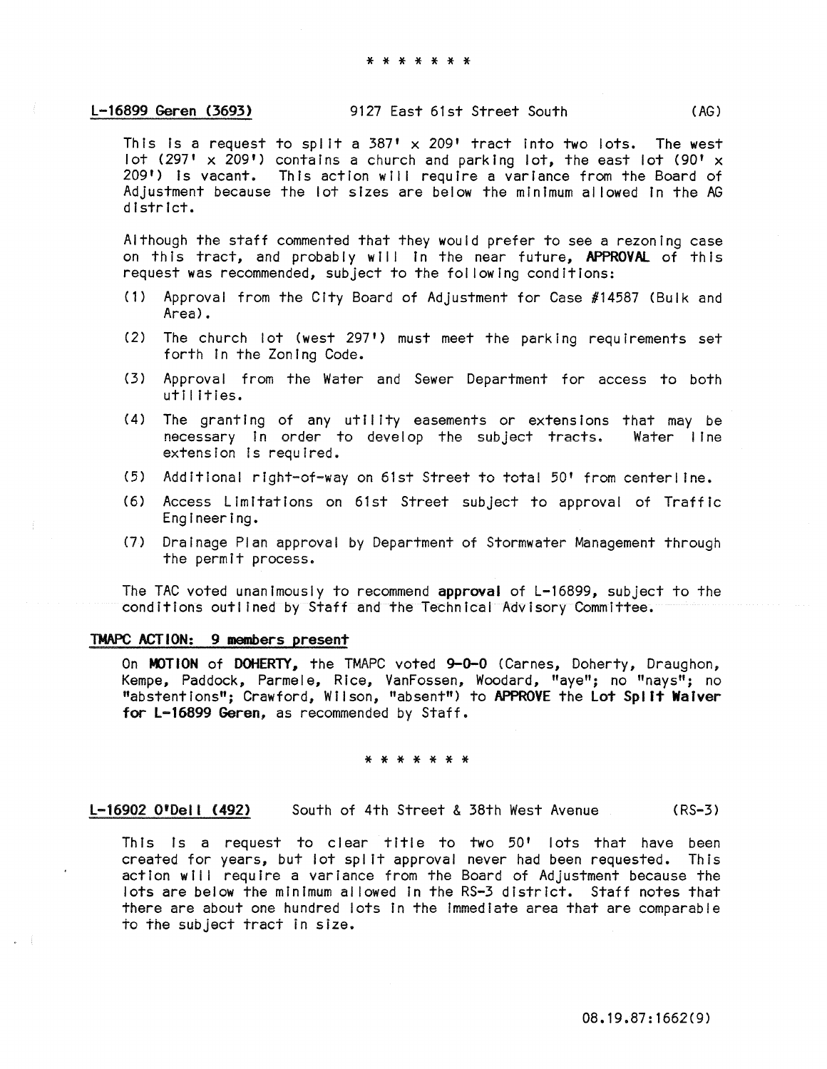\* \* \* \* \* \* \*

**L-16899 Geren (3693)** 9127 East 61st Street South (AG)

This is a request to split a 387' x 209' tract into two lots. The west lot (297' x 209') contains a church and parking lot, the east lot (90' x 209') is vacant. This action will require a variance from the Board of Adjustment because the lot sizes are below the minimum allowed in the AG district.

Although the staff commented that they would prefer to see a rezoning case on this tract, and probably will in the near future, **APPROVAL** of this request was recommended, subject to the following conditions:

(1) Approval from the City Board of Adjustment for Case #14587 (Bulk and Area).

(2) The church lot (west 297') must meet the parking requirements set forth in the Zoning Code.

(3) Approval from the Water and Sewer Department for access to both utilities.

(4) The granting of any utility easements or extensions that may be necessary in order to develop the subject tracts. Water line extension is required.

(5) Additional right-of-way on 61st Street to total 50' from centerline.

(6) Access Limitations on 61st Street subject to approval of Traffic Engineering.

(7) Drainage Plan approval by Department of Stormwater Management through the permit process.

The TAC voted unanimously to recommend **approval** of L-16899, subject to the conditions outlined by Staff and the Technical Advisory Committee.

**TMAPC ACTION: 9 members present**

On **MOTION** of **DOHERTY**, the TMAPC voted **9-0-0** (Carnes, Doherty, Draughon, Kempe, Paddock, Parmele, Rice, VanFossen, Woodard, "aye"; no "nays"; no "abstentions"; Crawford, Wilson, "absent") to **APPROVE** the **Lot Split Waiver for L-16899 Geren**, as recommended by Staff.

\* \* \* \* \* \* \*

**L-16902 O'Dell (492)** South of 4th Street & 38th West Avenue (RS-3)

This is a request to clear title to two 50' lots that have been created for years, but lot split approval never had been requested. This action will require a variance from the Board of Adjustment because the lots are below the minimum allowed in the RS-3 district. Staff notes that there are about one hundred lots in the immediate area that are comparable to the subject tract in size.

08.19.87:1662(9)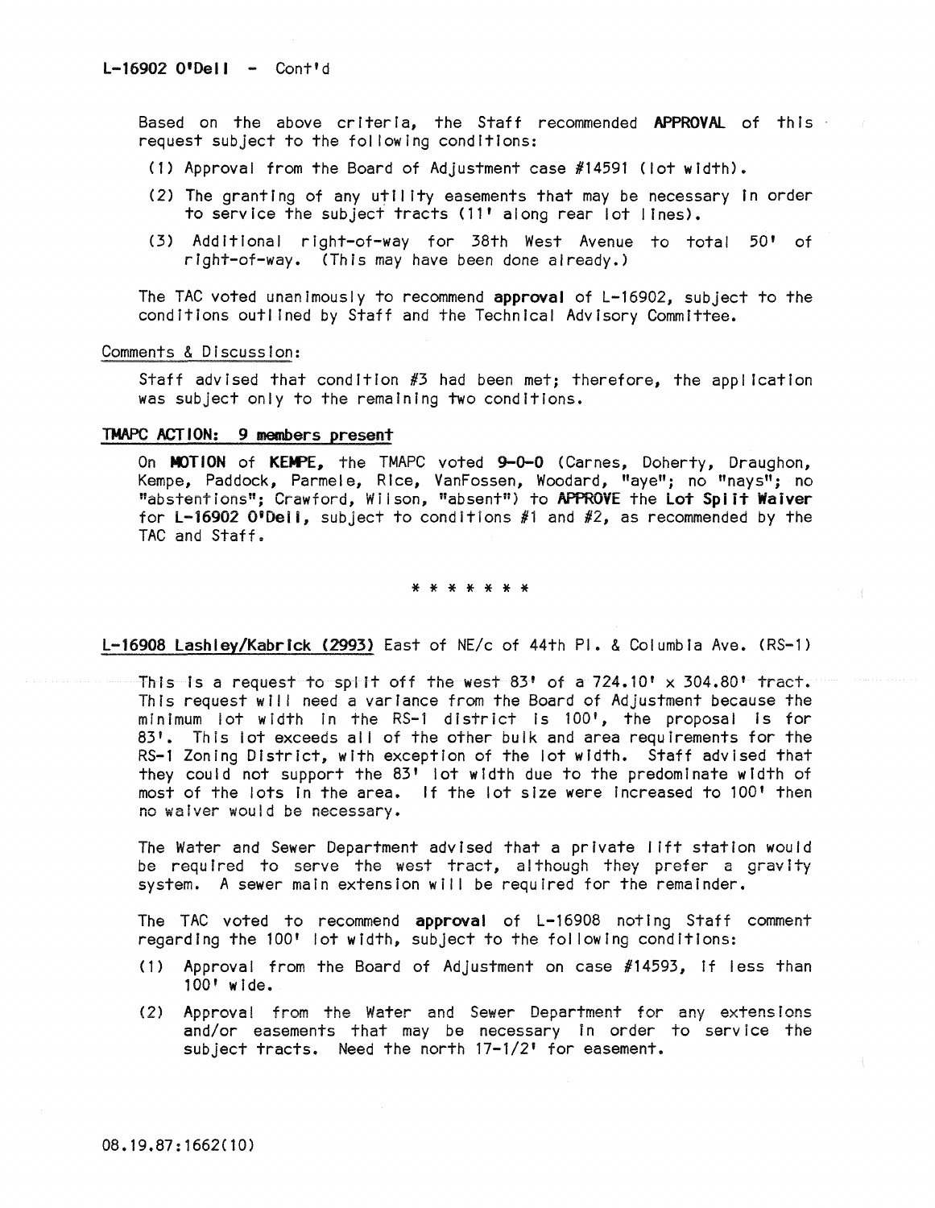L-16902 O'Dell - Cont'd

Based on the above criteria, the Staff recommended **APPROVAL** of this request subject to the following conditions:

(1) Approval from the Board of Adjustment case #14591 (lot width).

(2) The granting of any utility easements that may be necessary in order to service the subject tracts (11' along rear lot lines).

(3) Additional right-of-way for 38th West Avenue to total 50' of right-of-way. (This may have been done already.)

The TAC voted unanimously to recommend **approval** of L-16902, subject to the conditions outlined by Staff and the Technical Advisory Committee.

Comments & Discussion:

Staff advised that condition #3 had been met; therefore, the application was subject only to the remaining two conditions.

**TMAPC ACTION: 9 members present**

On **MOTION** of **KEMPE**, the TMAPC voted **9-0-0** (Carnes, Doherty, Draughon, Kempe, Paddock, Parmele, Rice, VanFossen, Woodard, "aye"; no "nays"; no "abstentions"; Crawford, Wilson, "absent") to **APPROVE** the **Lot Split Waiver** for **L-16902 O'Dell**, subject to conditions #1 and #2, as recommended by the TAC and Staff.

* * * * * * *

L-16908 Lashley/Kabrick (2993) East of NE/c of 44th Pl. & Columbia Ave. (RS-1)

This is a request to split off the west 83' of a 724.10' x 304.80' tract. This request will need a variance from the Board of Adjustment because the minimum lot width in the RS-1 district is 100', the proposal is for 83'. This lot exceeds all of the other bulk and area requirements for the RS-1 Zoning District, with exception of the lot width. Staff advised that they could not support the 83' lot width due to the predominate width of most of the lots in the area. If the lot size were increased to 100' then no waiver would be necessary.

The Water and Sewer Department advised that a private lift station would be required to serve the west tract, although they prefer a gravity system. A sewer main extension will be required for the remainder.

The TAC voted to recommend **approval** of L-16908 noting Staff comment regarding the 100' lot width, subject to the following conditions:

(1) Approval from the Board of Adjustment on case #14593, if less than 100' wide.

(2) Approval from the Water and Sewer Department for any extensions and/or easements that may be necessary in order to service the subject tracts. Need the north 17-1/2' for easement.

08.19.87:1662(10)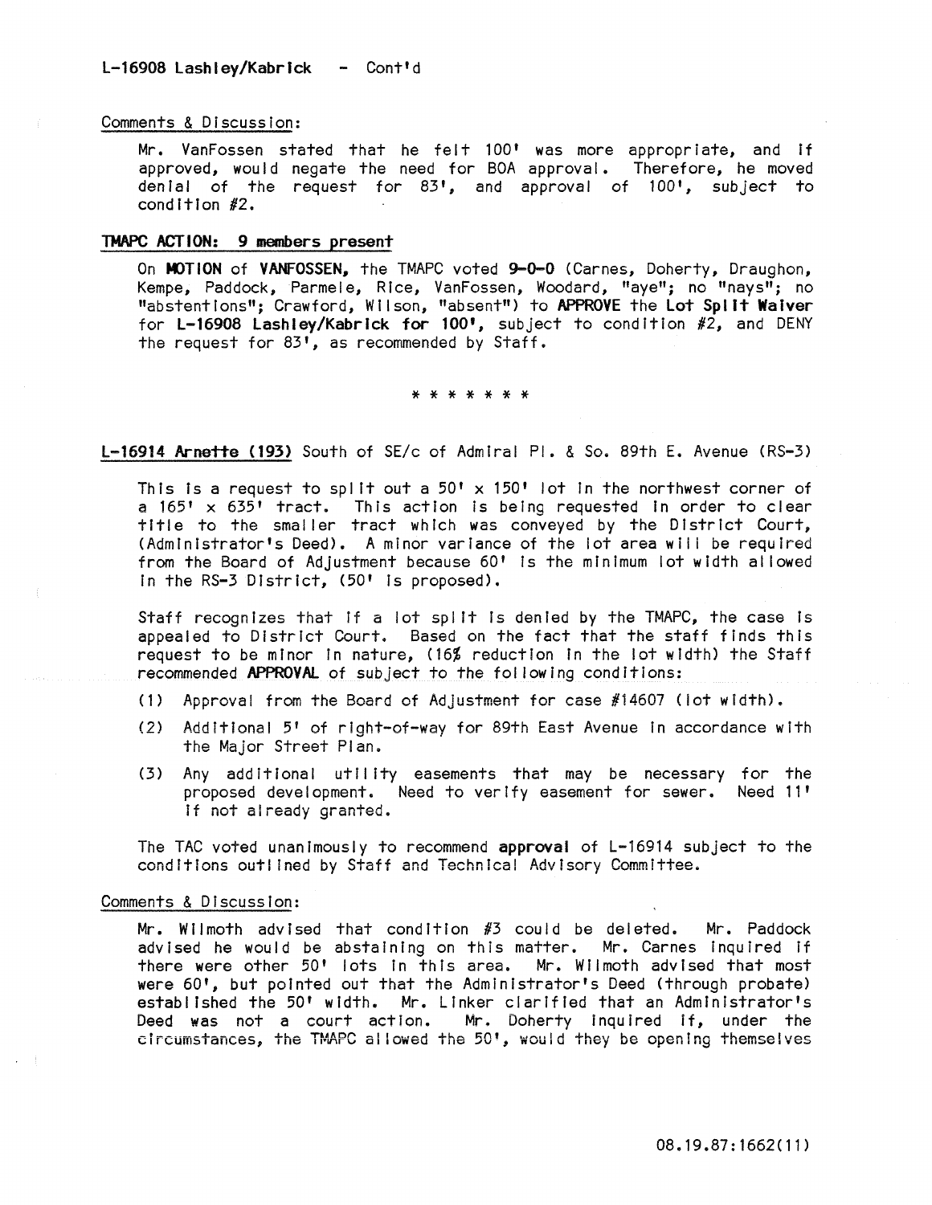L-16908 Lashley/Kabrick - Cont'd

Comments & Discussion:

Mr. VanFossen stated that he felt 100' was more appropriate, and if approved, would negate the need for BOA approval. Therefore, he moved denial of the request for 83', and approval of 100', subject to condition #2.

**TMAPC ACTION: 9 members present**

On **MOTION** of **VANFOSSEN**, the TMAPC voted **9-0-0** (Carnes, Doherty, Draughon, Kempe, Paddock, Parmele, Rice, VanFossen, Woodard, "aye"; no "nays"; no "abstentions"; Crawford, Wilson, "absent") to **APPROVE** the **Lot Split Waiver** for **L-16908 Lashley/Kabrick for 100'**, subject to condition #2, and DENY the request for 83', as recommended by Staff.

\* \* \* \* \* \* \*

**L-16914 Arnette (193)** South of SE/c of Admiral Pl. & So. 89th E. Avenue (RS-3)

This is a request to split out a 50' x 150' lot in the northwest corner of a 165' x 635' tract. This action is being requested in order to clear title to the smaller tract which was conveyed by the District Court, (Administrator's Deed). A minor variance of the lot area will be required from the Board of Adjustment because 60' is the minimum lot width allowed in the RS-3 District, (50' is proposed).

Staff recognizes that if a lot split is denied by the TMAPC, the case is appealed to District Court. Based on the fact that the staff finds this request to be minor in nature, (16% reduction in the lot width) the Staff recommended **APPROVAL** of subject to the following conditions:

(1) Approval from the Board of Adjustment for case #14607 (lot width).

(2) Additional 5' of right-of-way for 89th East Avenue in accordance with the Major Street Plan.

(3) Any additional utility easements that may be necessary for the proposed development. Need to verify easement for sewer. Need 11' if not already granted.

The TAC voted unanimously to recommend **approval** of L-16914 subject to the conditions outlined by Staff and Technical Advisory Committee.

Comments & Discussion:

Mr. Wilmoth advised that condition #3 could be deleted. Mr. Paddock advised he would be abstaining on this matter. Mr. Carnes inquired if there were other 50' lots in this area. Mr. Wilmoth advised that most were 60', but pointed out that the Administrator's Deed (through probate) established the 50' width. Mr. Linker clarified that an Administrator's Deed was not a court action. Mr. Doherty inquired if, under the circumstances, the TMAPC allowed the 50', would they be opening themselves

08.19.87:1662(11)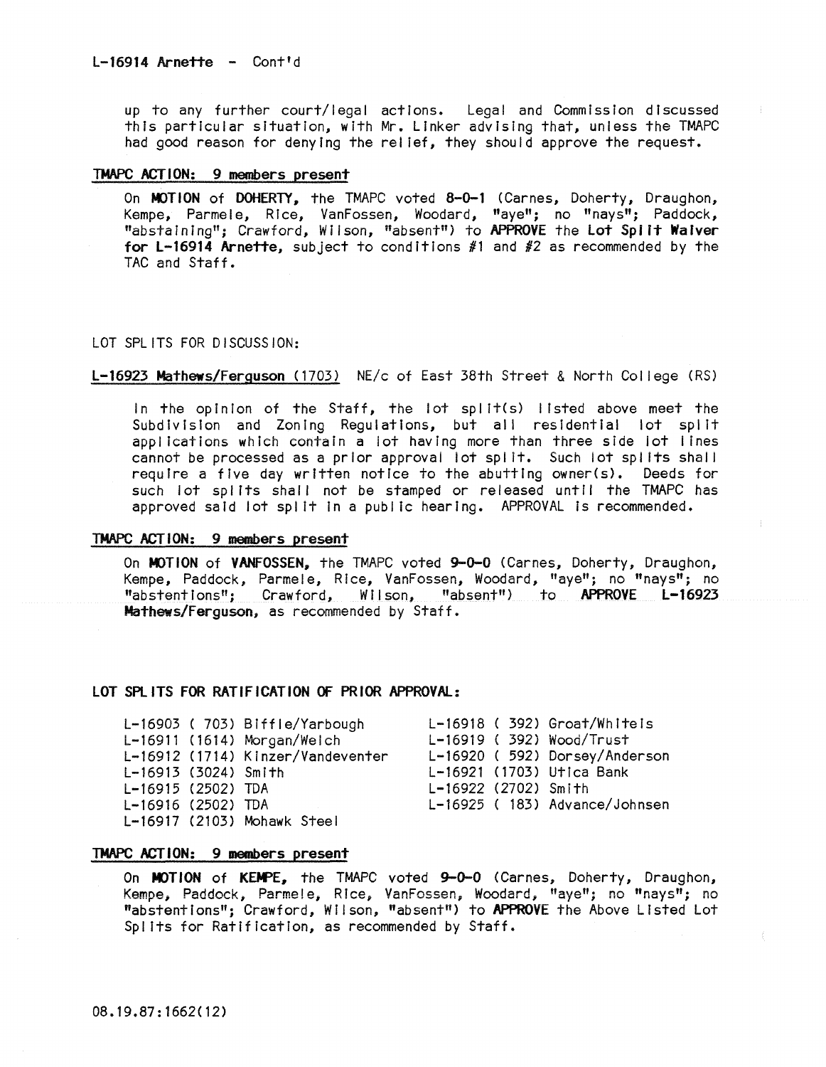L-16914 Arnette - Cont'd

up to any further court/legal actions. Legal and Commission discussed this particular situation, with Mr. Linker advising that, unless the TMAPC had good reason for denying the relief, they should approve the request.

**TMAPC ACTION: 9 members present**

On **MOTION** of **DOHERTY**, the TMAPC voted **8-0-1** (Carnes, Doherty, Draughon, Kempe, Parmele, Rice, VanFossen, Woodard, "aye"; no "nays"; Paddock, "abstaining"; Crawford, Wilson, "absent") to **APPROVE** the **Lot Split Waiver for L-16914 Arnette**, subject to conditions #1 and #2 as recommended by the TAC and Staff.

LOT SPLITS FOR DISCUSSION:

L-16923 Mathews/Ferguson (1703) NE/c of East 38th Street & North College (RS)

In the opinion of the Staff, the lot split(s) listed above meet the Subdivision and Zoning Regulations, but all residential lot split applications which contain a lot having more than three side lot lines cannot be processed as a prior approval lot split. Such lot splits shall require a five day written notice to the abutting owner(s). Deeds for such lot splits shall not be stamped or released until the TMAPC has approved said lot split in a public hearing. APPROVAL is recommended.

**TMAPC ACTION: 9 members present**

On **MOTION** of **VANFOSSEN**, the TMAPC voted **9-0-0** (Carnes, Doherty, Draughon, Kempe, Paddock, Parmele, Rice, VanFossen, Woodard, "aye"; no "nays"; no "abstentions"; Crawford, Wilson, "absent") to **APPROVE L-16923 Mathews/Ferguson**, as recommended by Staff.

**LOT SPLITS FOR RATIFICATION OF PRIOR APPROVAL:**

L-16903 ( 703) Biffle/Yarbough
L-16911 (1614) Morgan/Welch
L-16912 (1714) Kinzer/Vandeventer
L-16913 (3024) Smith
L-16915 (2502) TDA
L-16916 (2502) TDA
L-16917 (2103) Mohawk Steel
L-16918 ( 392) Groat/Whiteis
L-16919 ( 392) Wood/Trust
L-16920 ( 592) Dorsey/Anderson
L-16921 (1703) Utica Bank
L-16922 (2702) Smith
L-16925 ( 183) Advance/Johnsen

**TMAPC ACTION: 9 members present**

On **MOTION** of **KEMPE**, the TMAPC voted **9-0-0** (Carnes, Doherty, Draughon, Kempe, Paddock, Parmele, Rice, VanFossen, Woodard, "aye"; no "nays"; no "abstentions"; Crawford, Wilson, "absent") to **APPROVE** the Above Listed Lot Splits for Ratification, as recommended by Staff.

08.19.87:1662(12)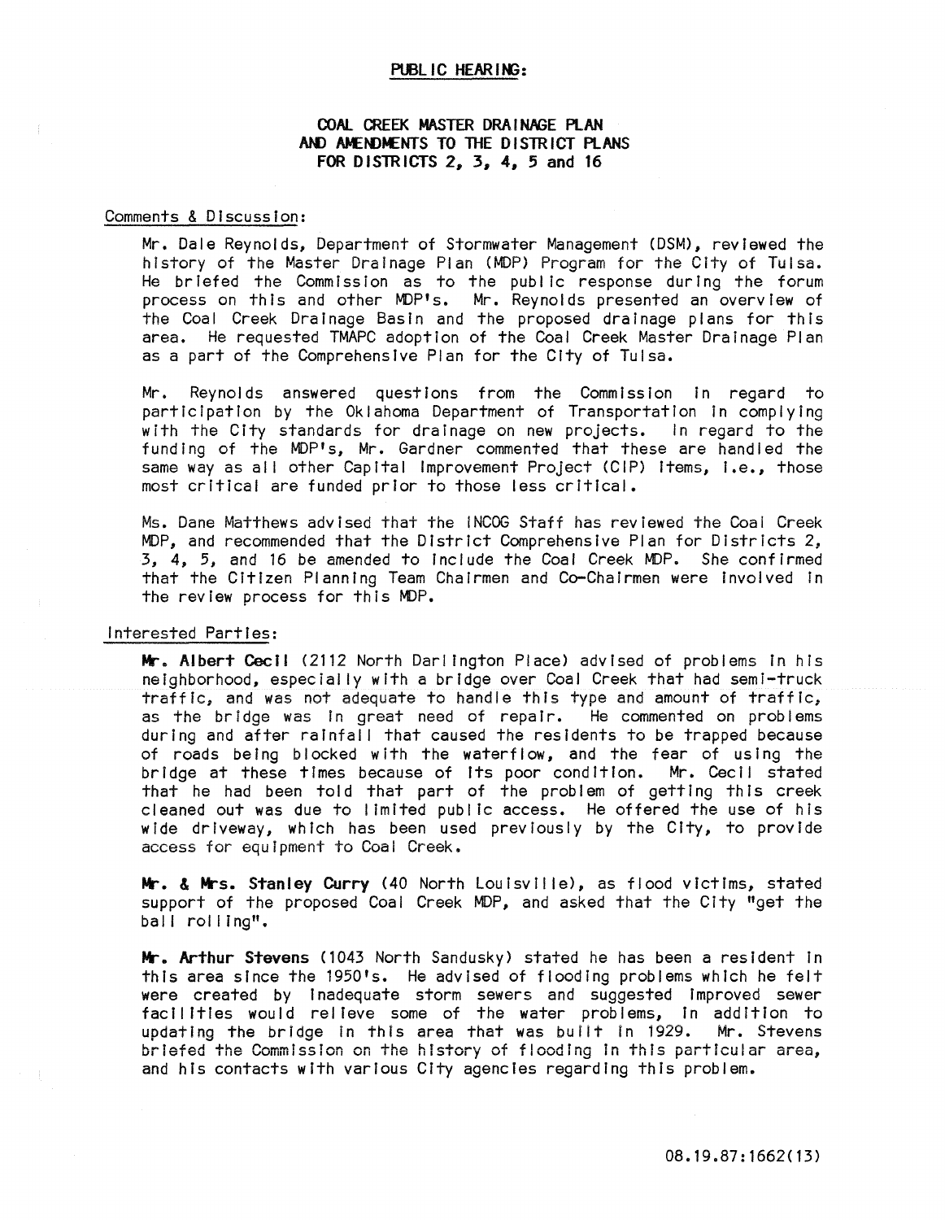**PUBLIC HEARING:**

**COAL CREEK MASTER DRAINAGE PLAN AND AMENDMENTS TO THE DISTRICT PLANS FOR DISTRICTS 2, 3, 4, 5 and 16**

Comments & Discussion:

Mr. Dale Reynolds, Department of Stormwater Management (DSM), reviewed the history of the Master Drainage Plan (MDP) Program for the City of Tulsa. He briefed the Commission as to the public response during the forum process on this and other MDP's. Mr. Reynolds presented an overview of the Coal Creek Drainage Basin and the proposed drainage plans for this area. He requested TMAPC adoption of the Coal Creek Master Drainage Plan as a part of the Comprehensive Plan for the City of Tulsa.

Mr. Reynolds answered questions from the Commission in regard to participation by the Oklahoma Department of Transportation in complying with the City standards for drainage on new projects. In regard to the funding of the MDP's, Mr. Gardner commented that these are handled the same way as all other Capital Improvement Project (CIP) items, i.e., those most critical are funded prior to those less critical.

Ms. Dane Matthews advised that the INCOG Staff has reviewed the Coal Creek MDP, and recommended that the District Comprehensive Plan for Districts 2, 3, 4, 5, and 16 be amended to include the Coal Creek MDP. She confirmed that the Citizen Planning Team Chairmen and Co-Chairmen were involved in the review process for this MDP.

Interested Parties:

**Mr. Albert Cecil** (2112 North Darlington Place) advised of problems in his neighborhood, especially with a bridge over Coal Creek that had semi-truck traffic, and was not adequate to handle this type and amount of traffic, as the bridge was in great need of repair. He commented on problems during and after rainfall that caused the residents to be trapped because of roads being blocked with the waterflow, and the fear of using the bridge at these times because of its poor condition. Mr. Cecil stated that he had been told that part of the problem of getting this creek cleaned out was due to limited public access. He offered the use of his wide driveway, which has been used previously by the City, to provide access for equipment to Coal Creek.

**Mr. & Mrs. Stanley Curry** (40 North Louisville), as flood victims, stated support of the proposed Coal Creek MDP, and asked that the City "get the ball rolling".

**Mr. Arthur Stevens** (1043 North Sandusky) stated he has been a resident in this area since the 1950's. He advised of flooding problems which he felt were created by inadequate storm sewers and suggested improved sewer facilities would relieve some of the water problems, in addition to updating the bridge in this area that was built in 1929. Mr. Stevens briefed the Commission on the history of flooding in this particular area, and his contacts with various City agencies regarding this problem.

08.19.87:1662(13)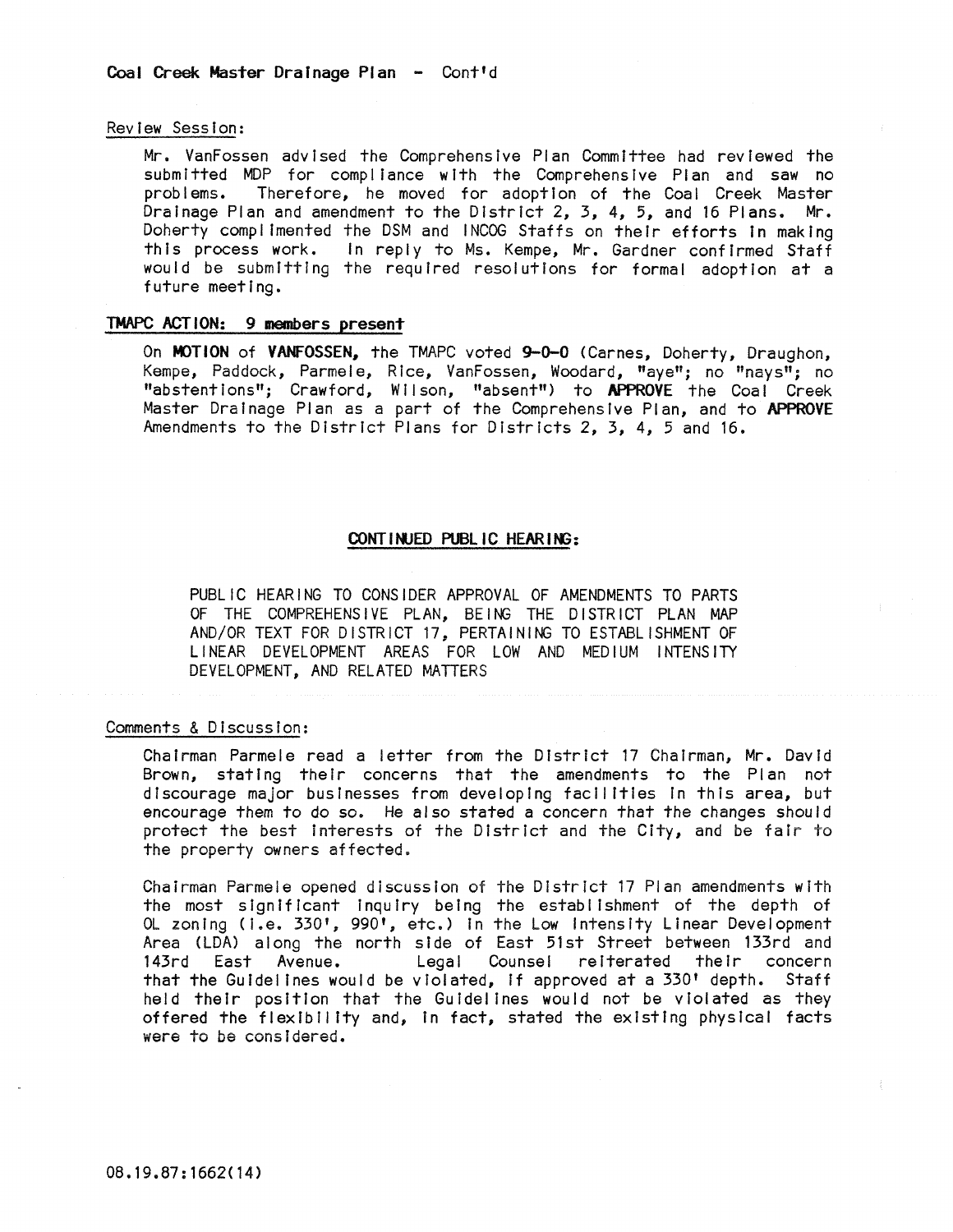**Coal Creek Master Drainage Plan - Cont'd**

Review Session:

Mr. VanFossen advised the Comprehensive Plan Committee had reviewed the submitted MDP for compliance with the Comprehensive Plan and saw no problems. Therefore, he moved for adoption of the Coal Creek Master Drainage Plan and amendment to the District 2, 3, 4, 5, and 16 Plans. Mr. Doherty complimented the DSM and INCOG Staffs on their efforts in making this process work. In reply to Ms. Kempe, Mr. Gardner confirmed Staff would be submitting the required resolutions for formal adoption at a future meeting.

**TMAPC ACTION: 9 members present**

On **MOTION** of **VANFOSSEN,** the TMAPC voted **9-0-0** (Carnes, Doherty, Draughon, Kempe, Paddock, Parmele, Rice, VanFossen, Woodard, "aye"; no "nays"; no "abstentions"; Crawford, Wilson, "absent") to **APPROVE** the Coal Creek Master Drainage Plan as a part of the Comprehensive Plan, and to **APPROVE** Amendments to the District Plans for Districts 2, 3, 4, 5 and 16.

**CONTINUED PUBLIC HEARING:**

PUBLIC HEARING TO CONSIDER APPROVAL OF AMENDMENTS TO PARTS OF THE COMPREHENSIVE PLAN, BEING THE DISTRICT PLAN MAP AND/OR TEXT FOR DISTRICT 17, PERTAINING TO ESTABLISHMENT OF LINEAR DEVELOPMENT AREAS FOR LOW AND MEDIUM INTENSITY DEVELOPMENT, AND RELATED MATTERS

Comments & Discussion:

Chairman Parmele read a letter from the District 17 Chairman, Mr. David Brown, stating their concerns that the amendments to the Plan not discourage major businesses from developing facilities in this area, but encourage them to do so. He also stated a concern that the changes should protect the best interests of the District and the City, and be fair to the property owners affected.

Chairman Parmele opened discussion of the District 17 Plan amendments with the most significant inquiry being the establishment of the depth of OL zoning (i.e. 330', 990', etc.) in the Low Intensity Linear Development Area (LDA) along the north side of East 51st Street between 133rd and 143rd East Avenue. Legal Counsel reiterated their concern that the Guidelines would be violated, if approved at a 330' depth. Staff held their position that the Guidelines would not be violated as they offered the flexibility and, in fact, stated the existing physical facts were to be considered.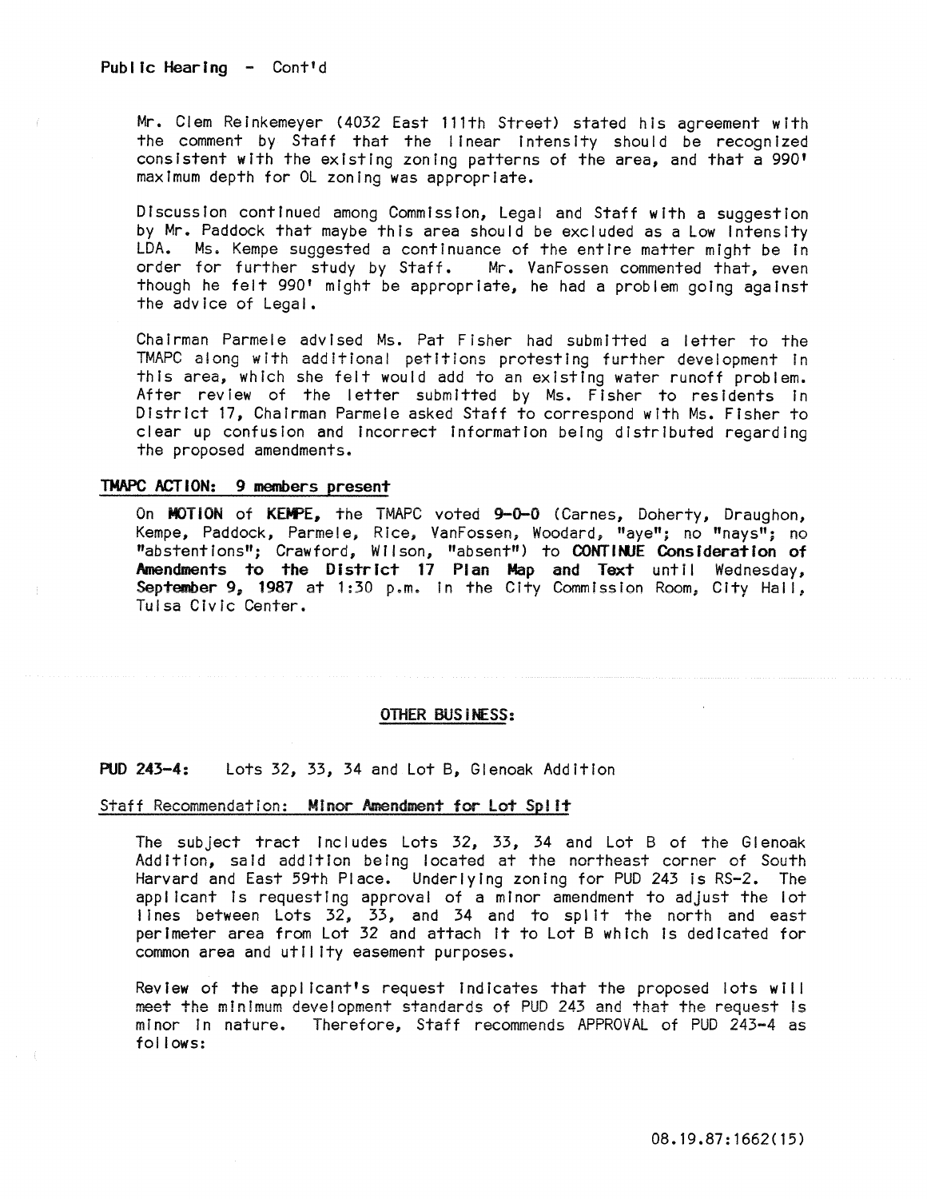Public Hearing - Cont'd

Mr. Clem Reinkemeyer (4032 East 111th Street) stated his agreement with the comment by Staff that the linear intensity should be recognized consistent with the existing zoning patterns of the area, and that a 990' maximum depth for OL zoning was appropriate.

Discussion continued among Commission, Legal and Staff with a suggestion by Mr. Paddock that maybe this area should be excluded as a Low Intensity LDA. Ms. Kempe suggested a continuance of the entire matter might be in order for further study by Staff. Mr. VanFossen commented that, even though he felt 990' might be appropriate, he had a problem going against the advice of Legal.

Chairman Parmele advised Ms. Pat Fisher had submitted a letter to the TMAPC along with additional petitions protesting further development in this area, which she felt would add to an existing water runoff problem. After review of the letter submitted by Ms. Fisher to residents in District 17, Chairman Parmele asked Staff to correspond with Ms. Fisher to clear up confusion and incorrect information being distributed regarding the proposed amendments.

**TMAPC ACTION: 9 members present**

On **MOTION** of **KEMPE**, the TMAPC voted **9-0-0** (Carnes, Doherty, Draughon, Kempe, Paddock, Parmele, Rice, VanFossen, Woodard, "aye"; no "nays"; no "abstentions"; Crawford, Wilson, "absent") to **CONTINUE Consideration of Amendments to the District 17 Plan Map and Text** until Wednesday, **September 9, 1987** at 1:30 p.m. in the City Commission Room, City Hall, Tulsa Civic Center.

**OTHER BUSINESS:**

**PUD 243-4:** Lots 32, 33, 34 and Lot B, Glenoak Addition

Staff Recommendation: **Minor Amendment for Lot Split**

The subject tract includes Lots 32, 33, 34 and Lot B of the Glenoak Addition, said addition being located at the northeast corner of South Harvard and East 59th Place. Underlying zoning for PUD 243 is RS-2. The applicant is requesting approval of a minor amendment to adjust the lot lines between Lots 32, 33, and 34 and to split the north and east perimeter area from Lot 32 and attach it to Lot B which is dedicated for common area and utility easement purposes.

Review of the applicant's request indicates that the proposed lots will meet the minimum development standards of PUD 243 and that the request is minor in nature. Therefore, Staff recommends APPROVAL of PUD 243-4 as follows:

08.19.87:1662(15)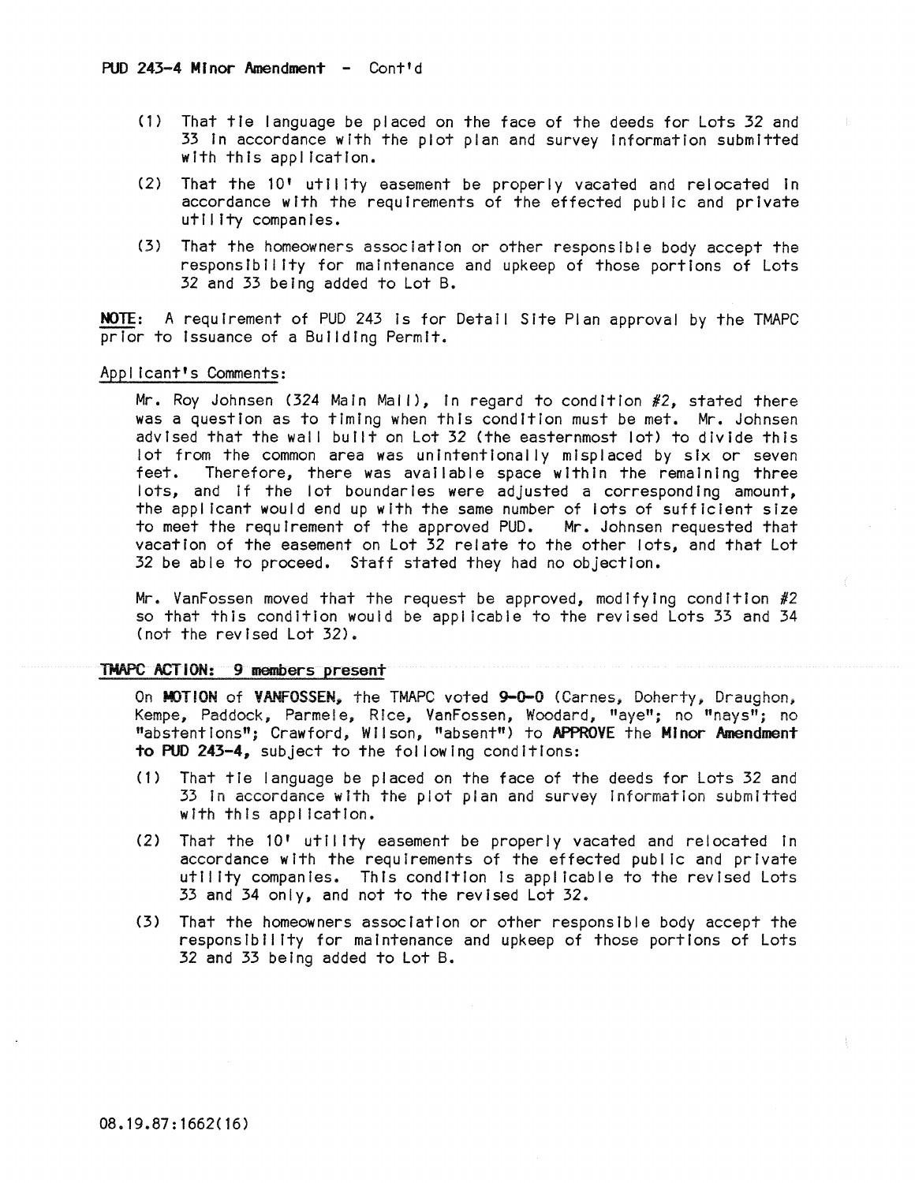**PUD 243-4 Minor Amendment** - Cont'd

(1) That tie language be placed on the face of the deeds for Lots 32 and 33 in accordance with the plot plan and survey information submitted with this application.

(2) That the 10' utility easement be properly vacated and relocated in accordance with the requirements of the effected public and private utility companies.

(3) That the homeowners association or other responsible body accept the responsibility for maintenance and upkeep of those portions of Lots 32 and 33 being added to Lot B.

**NOTE**: A requirement of PUD 243 is for Detail Site Plan approval by the TMAPC prior to issuance of a Building Permit.

Applicant's Comments:

Mr. Roy Johnsen (324 Main Mall), in regard to condition #2, stated there was a question as to timing when this condition must be met. Mr. Johnsen advised that the wall built on Lot 32 (the easternmost lot) to divide this lot from the common area was unintentionally misplaced by six or seven feet. Therefore, there was available space within the remaining three lots, and if the lot boundaries were adjusted a corresponding amount, the applicant would end up with the same number of lots of sufficient size to meet the requirement of the approved PUD. Mr. Johnsen requested that vacation of the easement on Lot 32 relate to the other lots, and that Lot 32 be able to proceed. Staff stated they had no objection.

Mr. VanFossen moved that the request be approved, modifying condition #2 so that this condition would be applicable to the revised Lots 33 and 34 (not the revised Lot 32).

**TMAPC ACTION: 9 members present**

On **MOTION** of **VANFOSSEN**, the TMAPC voted **9-0-0** (Carnes, Doherty, Draughon, Kempe, Paddock, Parmele, Rice, VanFossen, Woodard, "aye"; no "nays"; no "abstentions"; Crawford, Wilson, "absent") to **APPROVE** the **Minor Amendment to PUD 243-4**, subject to the following conditions:

(1) That tie language be placed on the face of the deeds for Lots 32 and 33 in accordance with the plot plan and survey information submitted with this application.

(2) That the 10' utility easement be properly vacated and relocated in accordance with the requirements of the effected public and private utility companies. This condition is applicable to the revised Lots 33 and 34 only, and not to the revised Lot 32.

(3) That the homeowners association or other responsible body accept the responsibility for maintenance and upkeep of those portions of Lots 32 and 33 being added to Lot B.

08.19.87:1662(16)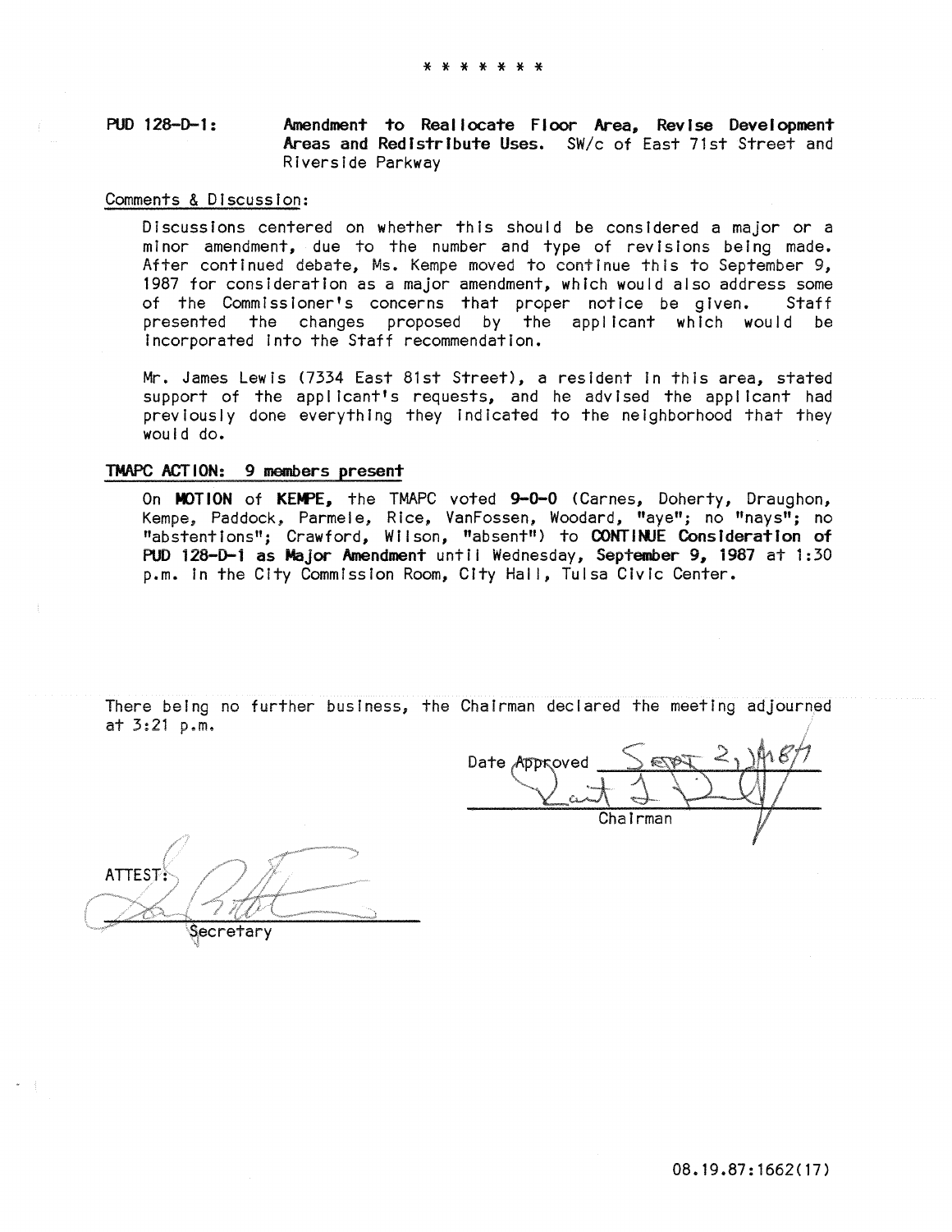\* \* \* \* \* \* \*

**PUD 128-D-1:** **Amendment to Reallocate Floor Area, Revise Development Areas and Redistribute Uses.** SW/c of East 71st Street and Riverside Parkway

Comments & Discussion:

Discussions centered on whether this should be considered a major or a minor amendment, due to the number and type of revisions being made. After continued debate, Ms. Kempe moved to continue this to September 9, 1987 for consideration as a major amendment, which would also address some of the Commissioner's concerns that proper notice be given. Staff presented the changes proposed by the applicant which would be incorporated into the Staff recommendation.

Mr. James Lewis (7334 East 81st Street), a resident in this area, stated support of the applicant's requests, and he advised the applicant had previously done everything they indicated to the neighborhood that they would do.

**TMAPC ACTION: 9 members present**

On **MOTION** of **KEMPE,** the TMAPC voted **9-0-0** (Carnes, Doherty, Draughon, Kempe, Paddock, Parmele, Rice, VanFossen, Woodard, "aye"; no "nays"; no "abstentions"; Crawford, Wilson, "absent") to **CONTINUE Consideration of PUD 128-D-1 as Major Amendment** until Wednesday, **September 9, 1987** at 1:30 p.m. in the City Commission Room, City Hall, Tulsa Civic Center.

There being no further business, the Chairman declared the meeting adjourned at 3:21 p.m.

Date Approved Sept 2, 1987

Chairman

ATTEST:

Secretary

08.19.87:1662(17)